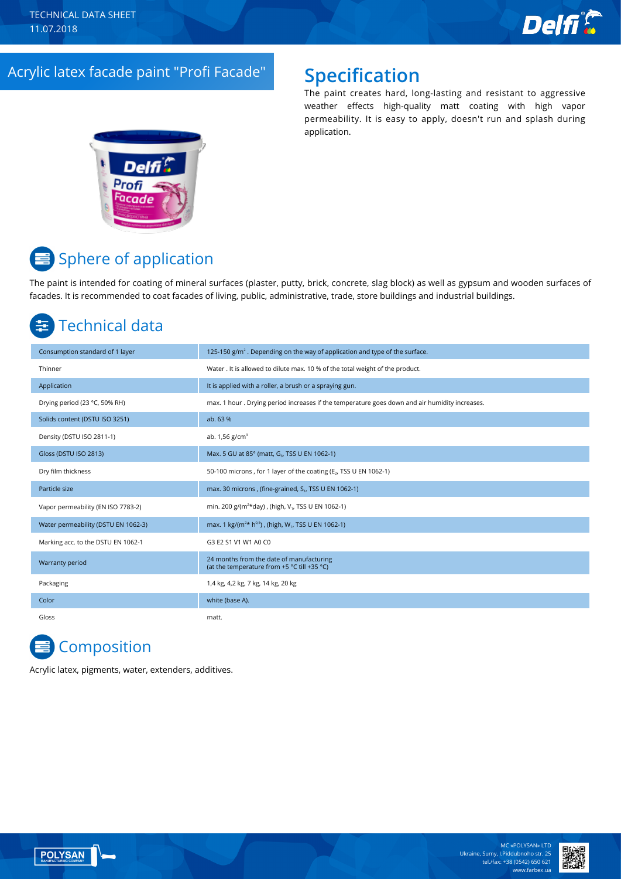TECHNICAL DATA SHEET
11.07.2018

# Acrylic latex facade paint "Profi Facade"

## Specification

The paint creates hard, long-lasting and resistant to aggressive weather effects high-quality matt coating with high vapor permeability. It is easy to apply, doesn't run and splash during application.

## Sphere of application

The paint is intended for coating of mineral surfaces (plaster, putty, brick, concrete, slag block) as well as gypsum and wooden surfaces of facades. It is recommended to coat facades of living, public, administrative, trade, store buildings and industrial buildings.

## Technical data

| | |
|---|---|
| Consumption standard of 1 layer | 125-150 g/m$^2$ . Depending on the way of application and type of the surface. |
| Thinner | Water . It is allowed to dilute max. 10 % of the total weight of the product. |
| Application | It is applied with a roller, a brush or a spraying gun. |
| Drying period (23 °C, 50% RH) | max. 1 hour . Drying period increases if the temperature goes down and air humidity increases. |
| Solids content (DSTU ISO 3251) | ab. 63 % |
| Density (DSTU ISO 2811-1) | ab. 1,56 g/cm$^3$ |
| Gloss (DSTU ISO 2813) | Max. 5 GU at 85° (matt, $G_3$, TSS U EN 1062-1) |
| Dry film thickness | 50-100 microns , for 1 layer of the coating ($E_2$, TSS U EN 1062-1) |
| Particle size | max. 30 microns , (fine-grained, $S_1$, TSS U EN 1062-1) |
| Vapor permeability (EN ISO 7783-2) | min. 200 g/(m$^2$*day) , (high, $V_1$, TSS U EN 1062-1) |
| Water permeability (DSTU EN 1062-3) | max. 1 kg/(m$^2$* h$^{0.5}$) , (high, $W_1$, TSS U EN 1062-1) |
| Marking acc. to the DSTU EN 1062-1 | G3 E2 S1 V1 W1 A0 C0 |
| Warranty period | 24 months from the date of manufacturing (at the temperature from +5 °C till +35 °C) |
| Packaging | 1,4 kg, 4,2 kg, 7 kg, 14 kg, 20 kg |
| Color | white (base A). |
| Gloss | matt. |

## Composition

Acrylic latex, pigments, water, extenders, additives.

MC «POLYSAN» LTD
Ukraine, Sumy, I.Piddubnoho str. 25
tel./fax: +38 (0542) 650 621
www.farbex.ua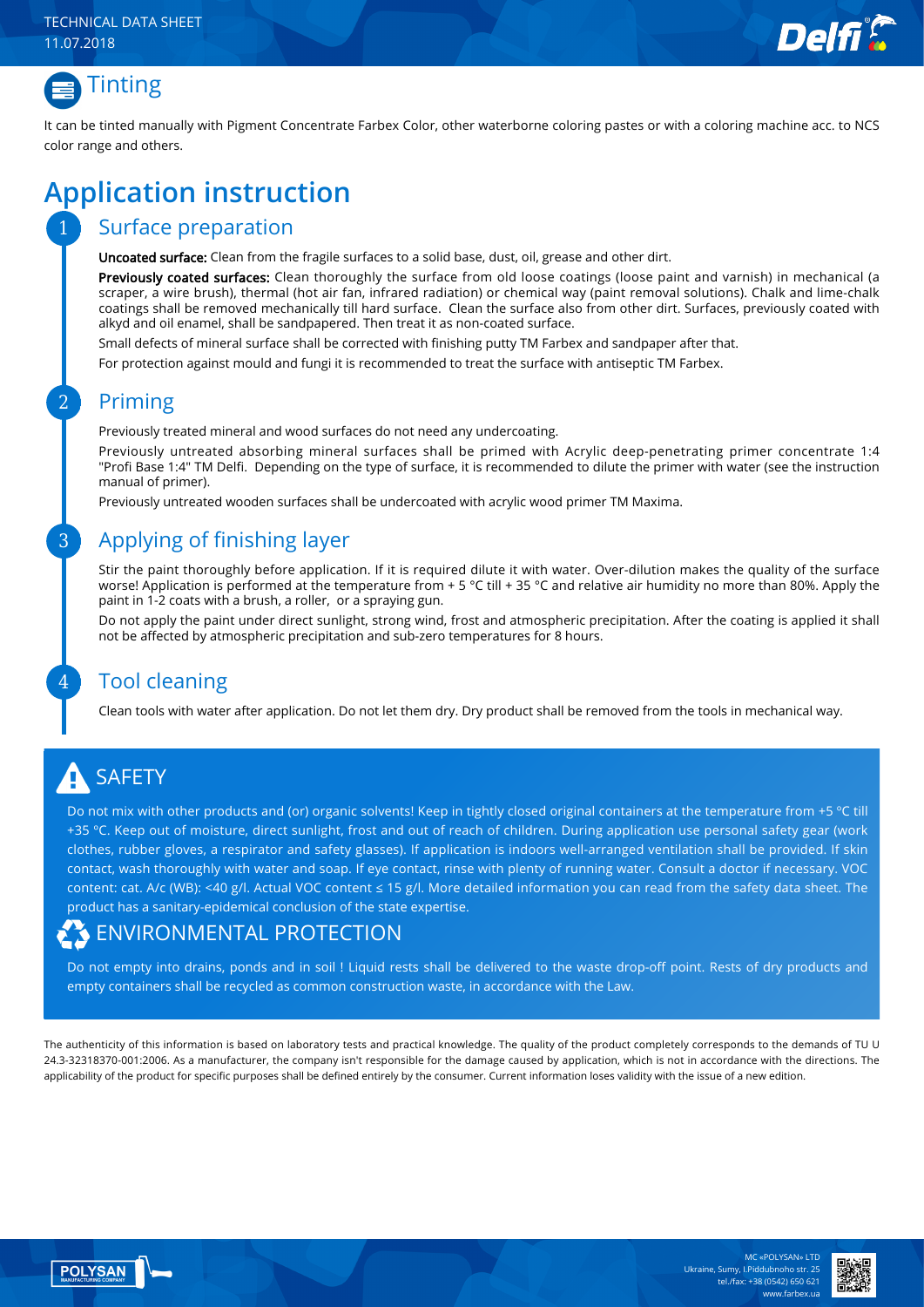## Tinting

It can be tinted manually with Pigment Concentrate Farbex Color, other waterborne coloring pastes or with a coloring machine acc. to NCS color range and others.

# Application instruction

### 1 Surface preparation

**Uncoated surface:** Clean from the fragile surfaces to a solid base, dust, oil, grease and other dirt.

**Previously coated surfaces:** Clean thoroughly the surface from old loose coatings (loose paint and varnish) in mechanical (a scraper, a wire brush), thermal (hot air fan, infrared radiation) or chemical way (paint removal solutions). Chalk and lime-chalk coatings shall be removed mechanically till hard surface. Clean the surface also from other dirt. Surfaces, previously coated with alkyd and oil enamel, shall be sandpapered. Then treat it as non-coated surface.

Small defects of mineral surface shall be corrected with finishing putty TM Farbex and sandpaper after that.

For protection against mould and fungi it is recommended to treat the surface with antiseptic TM Farbex.

### 2 Priming

Previously treated mineral and wood surfaces do not need any undercoating.

Previously untreated absorbing mineral surfaces shall be primed with Acrylic deep-penetrating primer concentrate 1:4 "Profi Base 1:4" TM Delfi. Depending on the type of surface, it is recommended to dilute the primer with water (see the instruction manual of primer).

Previously untreated wooden surfaces shall be undercoated with acrylic wood primer TM Maxima.

### 3 Applying of finishing layer

Stir the paint thoroughly before application. If it is required dilute it with water. Over-dilution makes the quality of the surface worse! Application is performed at the temperature from + 5 °C till + 35 °C and relative air humidity no more than 80%. Apply the paint in 1-2 coats with a brush, a roller, or a spraying gun.

Do not apply the paint under direct sunlight, strong wind, frost and atmospheric precipitation. After the coating is applied it shall not be affected by atmospheric precipitation and sub-zero temperatures for 8 hours.

### 4 Tool cleaning

Clean tools with water after application. Do not let them dry. Dry product shall be removed from the tools in mechanical way.

## SAFETY

Do not mix with other products and (or) organic solvents! Keep in tightly closed original containers at the temperature from +5 °C till +35 °C. Keep out of moisture, direct sunlight, frost and out of reach of children. During application use personal safety gear (work clothes, rubber gloves, a respirator and safety glasses). If application is indoors well-arranged ventilation shall be provided. If skin contact, wash thoroughly with water and soap. If eye contact, rinse with plenty of running water. Consult a doctor if necessary. VOC content: cat. A/c (WB): <40 g/l. Actual VOC content ≤ 15 g/l. More detailed information you can read from the safety data sheet. The product has a sanitary-epidemical conclusion of the state expertise.

## ENVIRONMENTAL PROTECTION

Do not empty into drains, ponds and in soil ! Liquid rests shall be delivered to the waste drop-off point. Rests of dry products and empty containers shall be recycled as common construction waste, in accordance with the Law.

The authenticity of this information is based on laboratory tests and practical knowledge. The quality of the product completely corresponds to the demands of TU U 24.3-32318370-001:2006. As a manufacturer, the company isn't responsible for the damage caused by application, which is not in accordance with the directions. The applicability of the product for specific purposes shall be defined entirely by the consumer. Current information loses validity with the issue of a new edition.

MC «POLYSAN» LTD
Ukraine, Sumy, I.Piddubnoho str. 25
tel./fax: +38 (0542) 650 621
www.farbex.ua